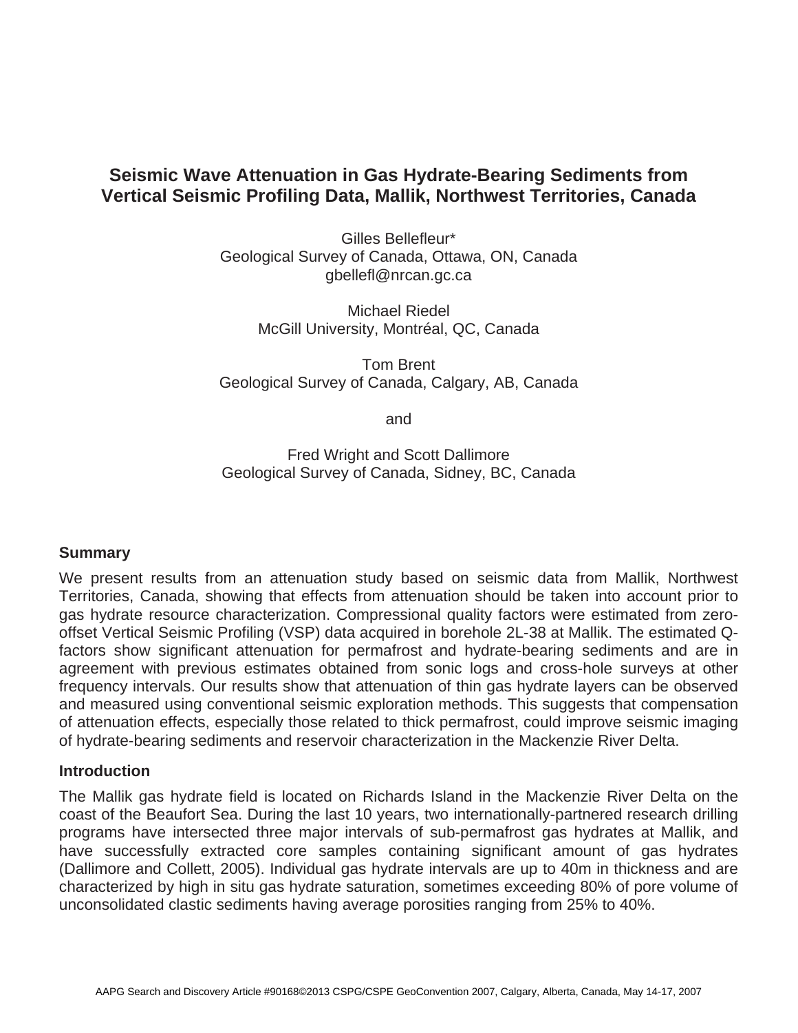# Seismic Wave Attenuation in Gas Hydrate-Bearing Sediments from Vertical Seismic Profiling Data, Mallik, Northwest Territories, Canada

Gilles Bellefleur*
Geological Survey of Canada, Ottawa, ON, Canada
gbellefl@nrcan.gc.ca

Michael Riedel
McGill University, Montréal, QC, Canada

Tom Brent
Geological Survey of Canada, Calgary, AB, Canada

and

Fred Wright and Scott Dallimore
Geological Survey of Canada, Sidney, BC, Canada

## Summary

We present results from an attenuation study based on seismic data from Mallik, Northwest Territories, Canada, showing that effects from attenuation should be taken into account prior to gas hydrate resource characterization. Compressional quality factors were estimated from zero-offset Vertical Seismic Profiling (VSP) data acquired in borehole 2L-38 at Mallik. The estimated Q-factors show significant attenuation for permafrost and hydrate-bearing sediments and are in agreement with previous estimates obtained from sonic logs and cross-hole surveys at other frequency intervals. Our results show that attenuation of thin gas hydrate layers can be observed and measured using conventional seismic exploration methods. This suggests that compensation of attenuation effects, especially those related to thick permafrost, could improve seismic imaging of hydrate-bearing sediments and reservoir characterization in the Mackenzie River Delta.

## Introduction

The Mallik gas hydrate field is located on Richards Island in the Mackenzie River Delta on the coast of the Beaufort Sea. During the last 10 years, two internationally-partnered research drilling programs have intersected three major intervals of sub-permafrost gas hydrates at Mallik, and have successfully extracted core samples containing significant amount of gas hydrates (Dallimore and Collett, 2005). Individual gas hydrate intervals are up to 40m in thickness and are characterized by high in situ gas hydrate saturation, sometimes exceeding 80% of pore volume of unconsolidated clastic sediments having average porosities ranging from 25% to 40%.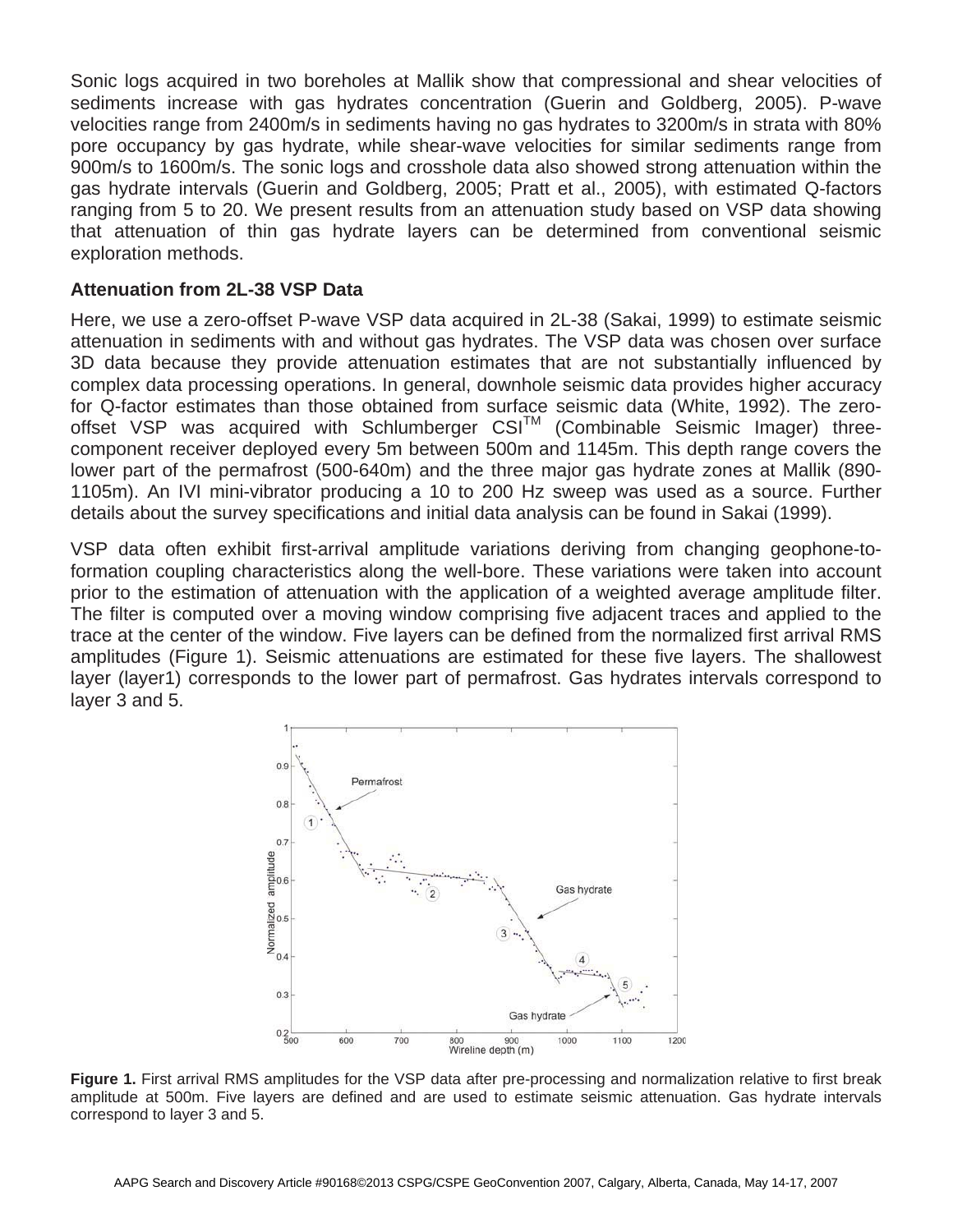Sonic logs acquired in two boreholes at Mallik show that compressional and shear velocities of sediments increase with gas hydrates concentration (Guerin and Goldberg, 2005). P-wave velocities range from 2400m/s in sediments having no gas hydrates to 3200m/s in strata with 80% pore occupancy by gas hydrate, while shear-wave velocities for similar sediments range from 900m/s to 1600m/s. The sonic logs and crosshole data also showed strong attenuation within the gas hydrate intervals (Guerin and Goldberg, 2005; Pratt et al., 2005), with estimated Q-factors ranging from 5 to 20. We present results from an attenuation study based on VSP data showing that attenuation of thin gas hydrate layers can be determined from conventional seismic exploration methods.

## Attenuation from 2L-38 VSP Data

Here, we use a zero-offset P-wave VSP data acquired in 2L-38 (Sakai, 1999) to estimate seismic attenuation in sediments with and without gas hydrates. The VSP data was chosen over surface 3D data because they provide attenuation estimates that are not substantially influenced by complex data processing operations. In general, downhole seismic data provides higher accuracy for Q-factor estimates than those obtained from surface seismic data (White, 1992). The zero-offset VSP was acquired with Schlumberger CSI™ (Combinable Seismic Imager) three-component receiver deployed every 5m between 500m and 1145m. This depth range covers the lower part of the permafrost (500-640m) and the three major gas hydrate zones at Mallik (890-1105m). An IVI mini-vibrator producing a 10 to 200 Hz sweep was used as a source. Further details about the survey specifications and initial data analysis can be found in Sakai (1999).

VSP data often exhibit first-arrival amplitude variations deriving from changing geophone-to-formation coupling characteristics along the well-bore. These variations were taken into account prior to the estimation of attenuation with the application of a weighted average amplitude filter. The filter is computed over a moving window comprising five adjacent traces and applied to the trace at the center of the window. Five layers can be defined from the normalized first arrival RMS amplitudes (Figure 1). Seismic attenuations are estimated for these five layers. The shallowest layer (layer1) corresponds to the lower part of permafrost. Gas hydrates intervals correspond to layer 3 and 5.

**Figure 1.** First arrival RMS amplitudes for the VSP data after pre-processing and normalization relative to first break amplitude at 500m. Five layers are defined and are used to estimate seismic attenuation. Gas hydrate intervals correspond to layer 3 and 5.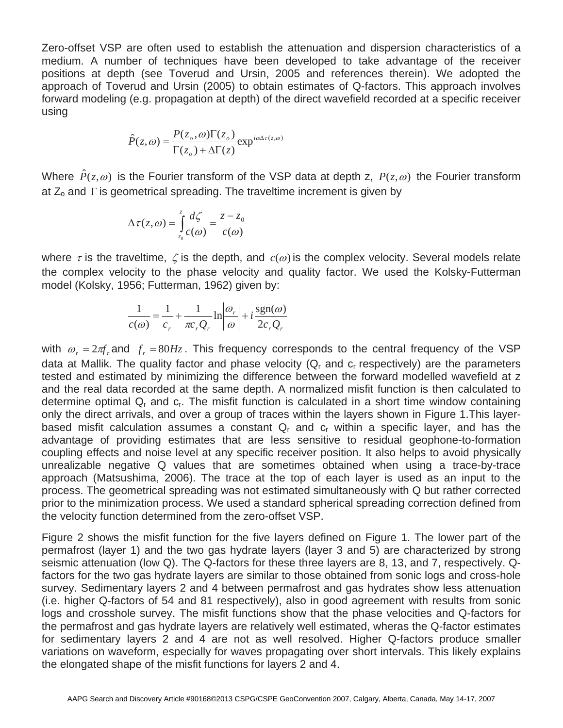Zero-offset VSP are often used to establish the attenuation and dispersion characteristics of a medium. A number of techniques have been developed to take advantage of the receiver positions at depth (see Toverud and Ursin, 2005 and references therein). We adopted the approach of Toverud and Ursin (2005) to obtain estimates of Q-factors. This approach involves forward modeling (e.g. propagation at depth) of the direct wavefield recorded at a specific receiver using

$$\hat{P}(z,\omega) = \frac{P(z_o,\omega)\Gamma(z_o)}{\Gamma(z_o) + \Delta\Gamma(z)} \exp^{i\omega\Delta\tau(z,\omega)}$$

Where $\hat{P}(z,\omega)$ is the Fourier transform of the VSP data at depth z, $P(z,\omega)$ the Fourier transform at $Z_o$ and $\Gamma$ is geometrical spreading. The traveltime increment is given by

$$\Delta\tau(z,\omega) = \int_{z_0}^{z} \frac{d\zeta}{c(\omega)} = \frac{z - z_0}{c(\omega)}$$

where $\tau$ is the traveltime, $\zeta$ is the depth, and $c(\omega)$ is the complex velocity. Several models relate the complex velocity to the phase velocity and quality factor. We used the Kolsky-Futterman model (Kolsky, 1956; Futterman, 1962) given by:

$$\frac{1}{c(\omega)} = \frac{1}{c_r} + \frac{1}{\pi c_r Q_r} \ln\left|\frac{\omega_r}{\omega}\right| + i\frac{\text{sgn}(\omega)}{2c_r Q_r}$$

with $\omega_r = 2\pi f_r$ and $f_r = 80Hz$. This frequency corresponds to the central frequency of the VSP data at Mallik. The quality factor and phase velocity ($Q_r$ and $c_r$ respectively) are the parameters tested and estimated by minimizing the difference between the forward modelled wavefield at z and the real data recorded at the same depth. A normalized misfit function is then calculated to determine optimal $Q_r$ and $c_r$. The misfit function is calculated in a short time window containing only the direct arrivals, and over a group of traces within the layers shown in Figure 1.This layer-based misfit calculation assumes a constant $Q_r$ and $c_r$ within a specific layer, and has the advantage of providing estimates that are less sensitive to residual geophone-to-formation coupling effects and noise level at any specific receiver position. It also helps to avoid physically unrealizable negative Q values that are sometimes obtained when using a trace-by-trace approach (Matsushima, 2006). The trace at the top of each layer is used as an input to the process. The geometrical spreading was not estimated simultaneously with Q but rather corrected prior to the minimization process. We used a standard spherical spreading correction defined from the velocity function determined from the zero-offset VSP.

Figure 2 shows the misfit function for the five layers defined on Figure 1. The lower part of the permafrost (layer 1) and the two gas hydrate layers (layer 3 and 5) are characterized by strong seismic attenuation (low Q). The Q-factors for these three layers are 8, 13, and 7, respectively. Q-factors for the two gas hydrate layers are similar to those obtained from sonic logs and cross-hole survey. Sedimentary layers 2 and 4 between permafrost and gas hydrates show less attenuation (i.e. higher Q-factors of 54 and 81 respectively), also in good agreement with results from sonic logs and crosshole survey. The misfit functions show that the phase velocities and Q-factors for the permafrost and gas hydrate layers are relatively well estimated, wheras the Q-factor estimates for sedimentary layers 2 and 4 are not as well resolved. Higher Q-factors produce smaller variations on waveform, especially for waves propagating over short intervals. This likely explains the elongated shape of the misfit functions for layers 2 and 4.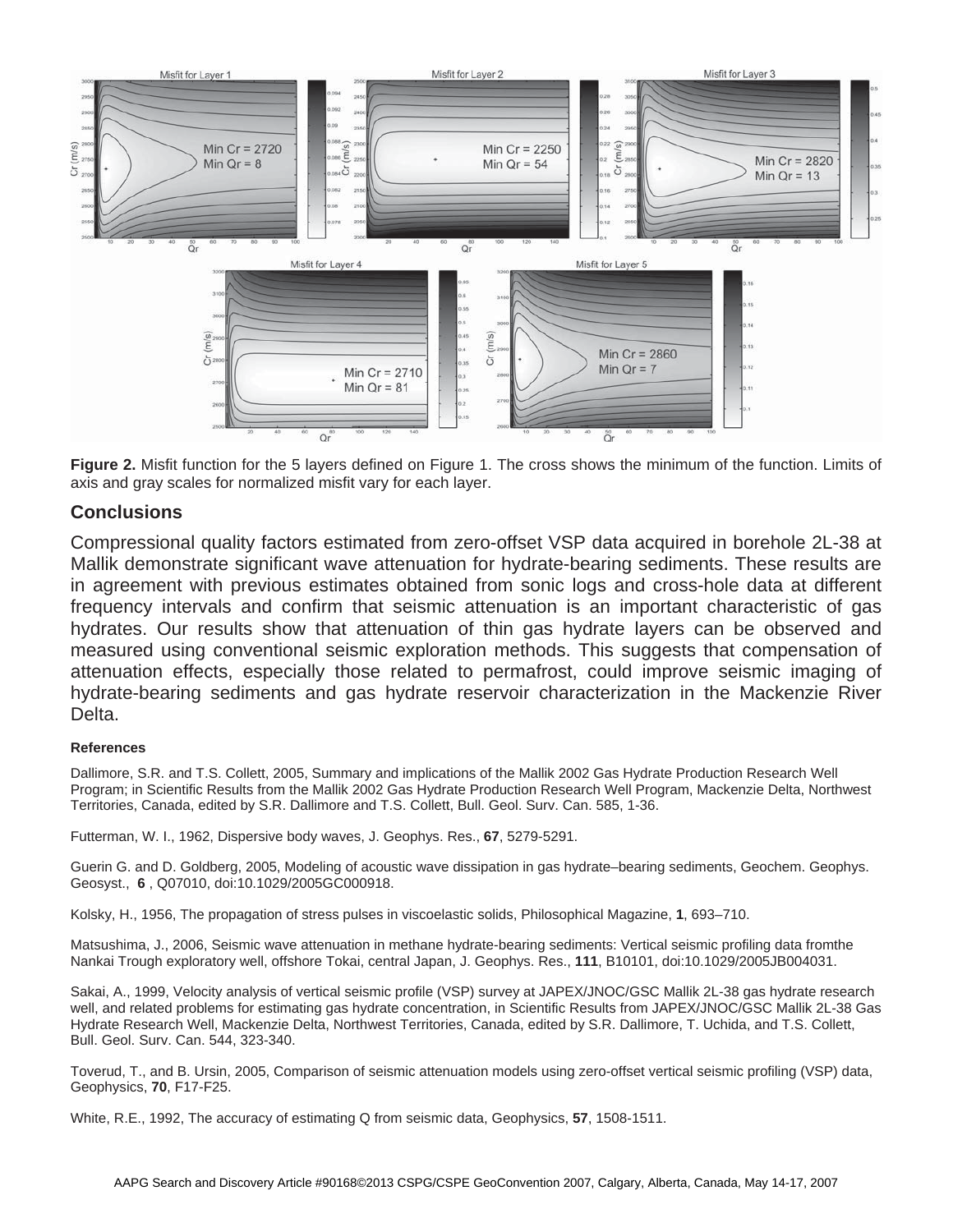Misfit for Layer 1

Min Cr = 2720
Min Qr = 8

Misfit for Layer 2

Min Cr = 2250
Min Qr = 54

Misfit for Layer 3

Min Cr = 2820
Min Qr = 13

Misfit for Layer 4

Min Cr = 2710
Min Qr = 81

Misfit for Layer 5

Min Cr = 2860
Min Qr = 7

**Figure 2.** Misfit function for the 5 layers defined on Figure 1. The cross shows the minimum of the function. Limits of axis and gray scales for normalized misfit vary for each layer.

## Conclusions

Compressional quality factors estimated from zero-offset VSP data acquired in borehole 2L-38 at Mallik demonstrate significant wave attenuation for hydrate-bearing sediments. These results are in agreement with previous estimates obtained from sonic logs and cross-hole data at different frequency intervals and confirm that seismic attenuation is an important characteristic of gas hydrates. Our results show that attenuation of thin gas hydrate layers can be observed and measured using conventional seismic exploration methods. This suggests that compensation of attenuation effects, especially those related to permafrost, could improve seismic imaging of hydrate-bearing sediments and gas hydrate reservoir characterization in the Mackenzie River Delta.

#### References

Dallimore, S.R. and T.S. Collett, 2005, Summary and implications of the Mallik 2002 Gas Hydrate Production Research Well Program; in Scientific Results from the Mallik 2002 Gas Hydrate Production Research Well Program, Mackenzie Delta, Northwest Territories, Canada, edited by S.R. Dallimore and T.S. Collett, Bull. Geol. Surv. Can. 585, 1-36.

Futterman, W. I., 1962, Dispersive body waves, J. Geophys. Res., **67**, 5279-5291.

Guerin G. and D. Goldberg, 2005, Modeling of acoustic wave dissipation in gas hydrate–bearing sediments, Geochem. Geophys. Geosyst., **6** , Q07010, doi:10.1029/2005GC000918.

Kolsky, H., 1956, The propagation of stress pulses in viscoelastic solids, Philosophical Magazine, **1**, 693–710.

Matsushima, J., 2006, Seismic wave attenuation in methane hydrate-bearing sediments: Vertical seismic profiling data fromthe Nankai Trough exploratory well, offshore Tokai, central Japan, J. Geophys. Res., **111**, B10101, doi:10.1029/2005JB004031.

Sakai, A., 1999, Velocity analysis of vertical seismic profile (VSP) survey at JAPEX/JNOC/GSC Mallik 2L-38 gas hydrate research well, and related problems for estimating gas hydrate concentration, in Scientific Results from JAPEX/JNOC/GSC Mallik 2L-38 Gas Hydrate Research Well, Mackenzie Delta, Northwest Territories, Canada, edited by S.R. Dallimore, T. Uchida, and T.S. Collett, Bull. Geol. Surv. Can. 544, 323-340.

Toverud, T., and B. Ursin, 2005, Comparison of seismic attenuation models using zero-offset vertical seismic profiling (VSP) data, Geophysics, **70**, F17-F25.

White, R.E., 1992, The accuracy of estimating Q from seismic data, Geophysics, **57**, 1508-1511.